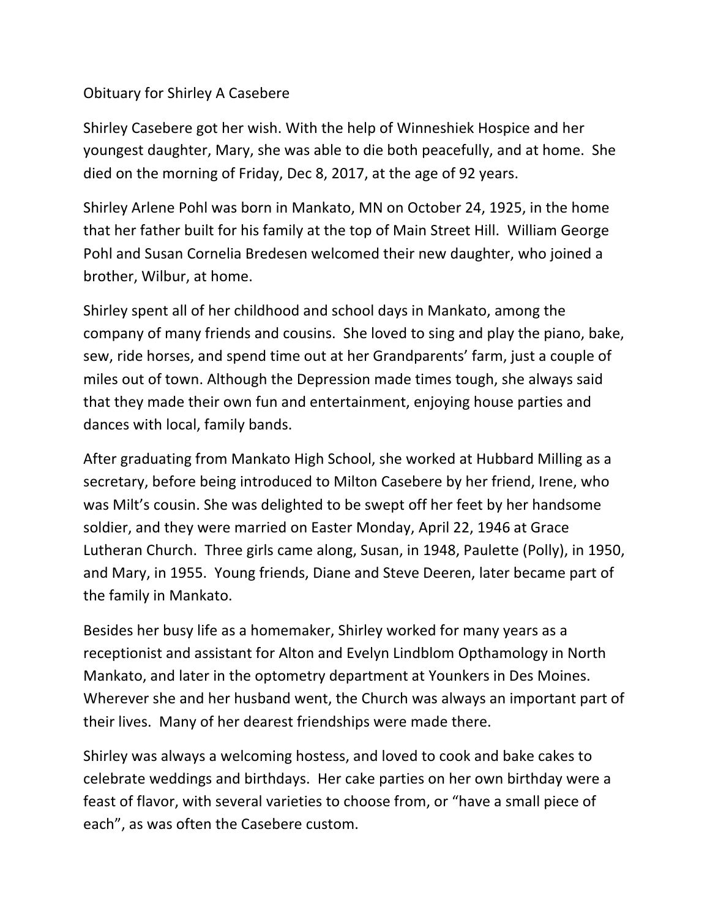Obituary for Shirley A Casebere

Shirley Casebere got her wish. With the help of Winneshiek Hospice and her youngest daughter, Mary, she was able to die both peacefully, and at home. She died on the morning of Friday, Dec 8, 2017, at the age of 92 years.

Shirley Arlene Pohl was born in Mankato, MN on October 24, 1925, in the home that her father built for his family at the top of Main Street Hill. William George Pohl and Susan Cornelia Bredesen welcomed their new daughter, who joined a brother, Wilbur, at home.

Shirley spent all of her childhood and school days in Mankato, among the company of many friends and cousins. She loved to sing and play the piano, bake, sew, ride horses, and spend time out at her Grandparents' farm, just a couple of miles out of town. Although the Depression made times tough, she always said that they made their own fun and entertainment, enjoying house parties and dances with local, family bands.

After graduating from Mankato High School, she worked at Hubbard Milling as a secretary, before being introduced to Milton Casebere by her friend, Irene, who was Milt's cousin. She was delighted to be swept off her feet by her handsome soldier, and they were married on Easter Monday, April 22, 1946 at Grace Lutheran Church. Three girls came along, Susan, in 1948, Paulette (Polly), in 1950, and Mary, in 1955. Young friends, Diane and Steve Deeren, later became part of the family in Mankato.

Besides her busy life as a homemaker, Shirley worked for many years as a receptionist and assistant for Alton and Evelyn Lindblom Opthamology in North Mankato, and later in the optometry department at Younkers in Des Moines. Wherever she and her husband went, the Church was always an important part of their lives. Many of her dearest friendships were made there.

Shirley was always a welcoming hostess, and loved to cook and bake cakes to celebrate weddings and birthdays. Her cake parties on her own birthday were a feast of flavor, with several varieties to choose from, or "have a small piece of each", as was often the Casebere custom.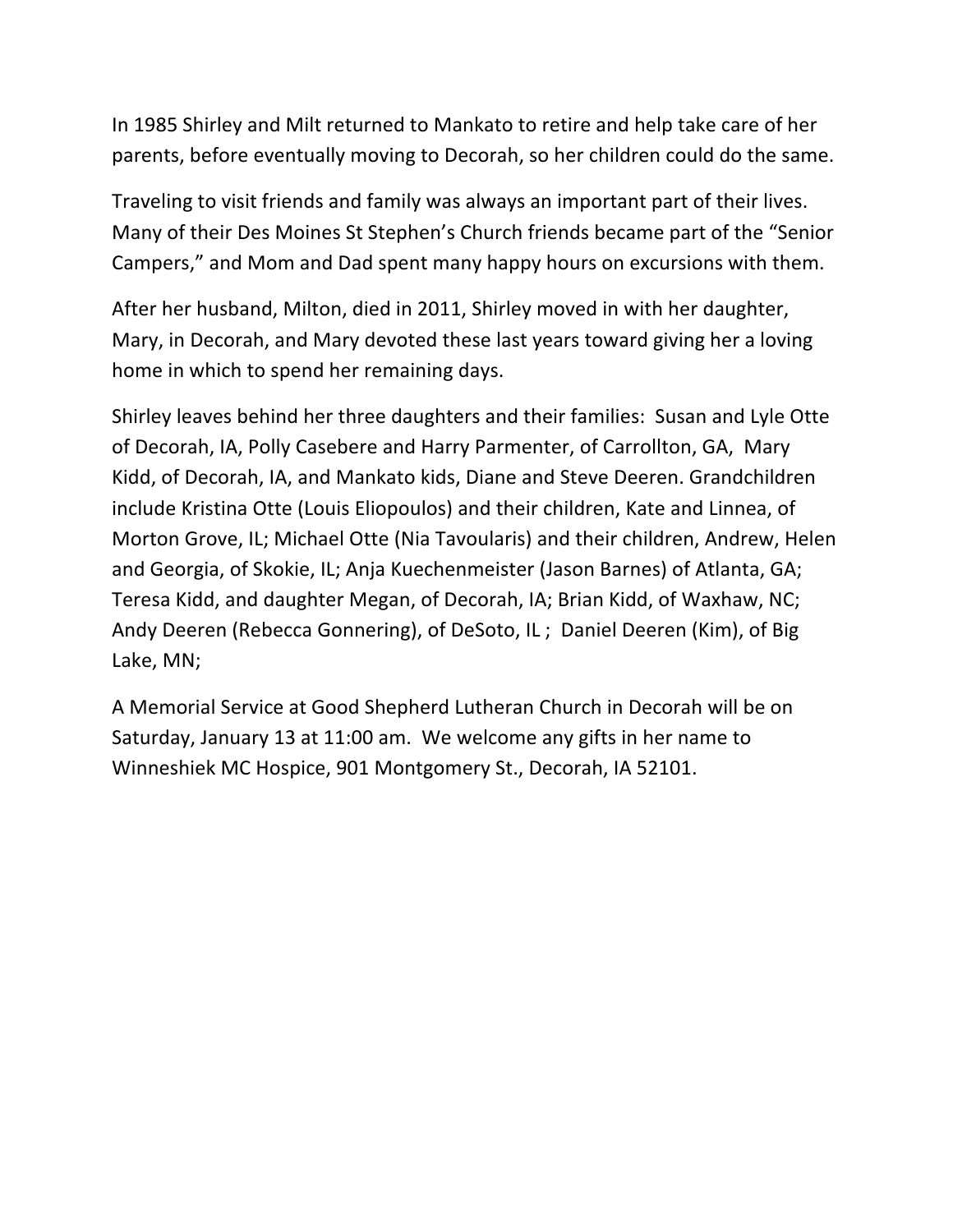In 1985 Shirley and Milt returned to Mankato to retire and help take care of her parents, before eventually moving to Decorah, so her children could do the same.

Traveling to visit friends and family was always an important part of their lives. Many of their Des Moines St Stephen's Church friends became part of the "Senior Campers," and Mom and Dad spent many happy hours on excursions with them.

After her husband, Milton, died in 2011, Shirley moved in with her daughter, Mary, in Decorah, and Mary devoted these last years toward giving her a loving home in which to spend her remaining days.

Shirley leaves behind her three daughters and their families: Susan and Lyle Otte of Decorah, IA, Polly Casebere and Harry Parmenter, of Carrollton, GA, Mary Kidd, of Decorah, IA, and Mankato kids, Diane and Steve Deeren. Grandchildren include Kristina Otte (Louis Eliopoulos) and their children, Kate and Linnea, of Morton Grove, IL; Michael Otte (Nia Tavoularis) and their children, Andrew, Helen and Georgia, of Skokie, IL; Anja Kuechenmeister (Jason Barnes) of Atlanta, GA; Teresa Kidd, and daughter Megan, of Decorah, IA; Brian Kidd, of Waxhaw, NC; Andy Deeren (Rebecca Gonnering), of DeSoto, IL ; Daniel Deeren (Kim), of Big Lake, MN;

A Memorial Service at Good Shepherd Lutheran Church in Decorah will be on Saturday, January 13 at 11:00 am. We welcome any gifts in her name to Winneshiek MC Hospice, 901 Montgomery St., Decorah, IA 52101.